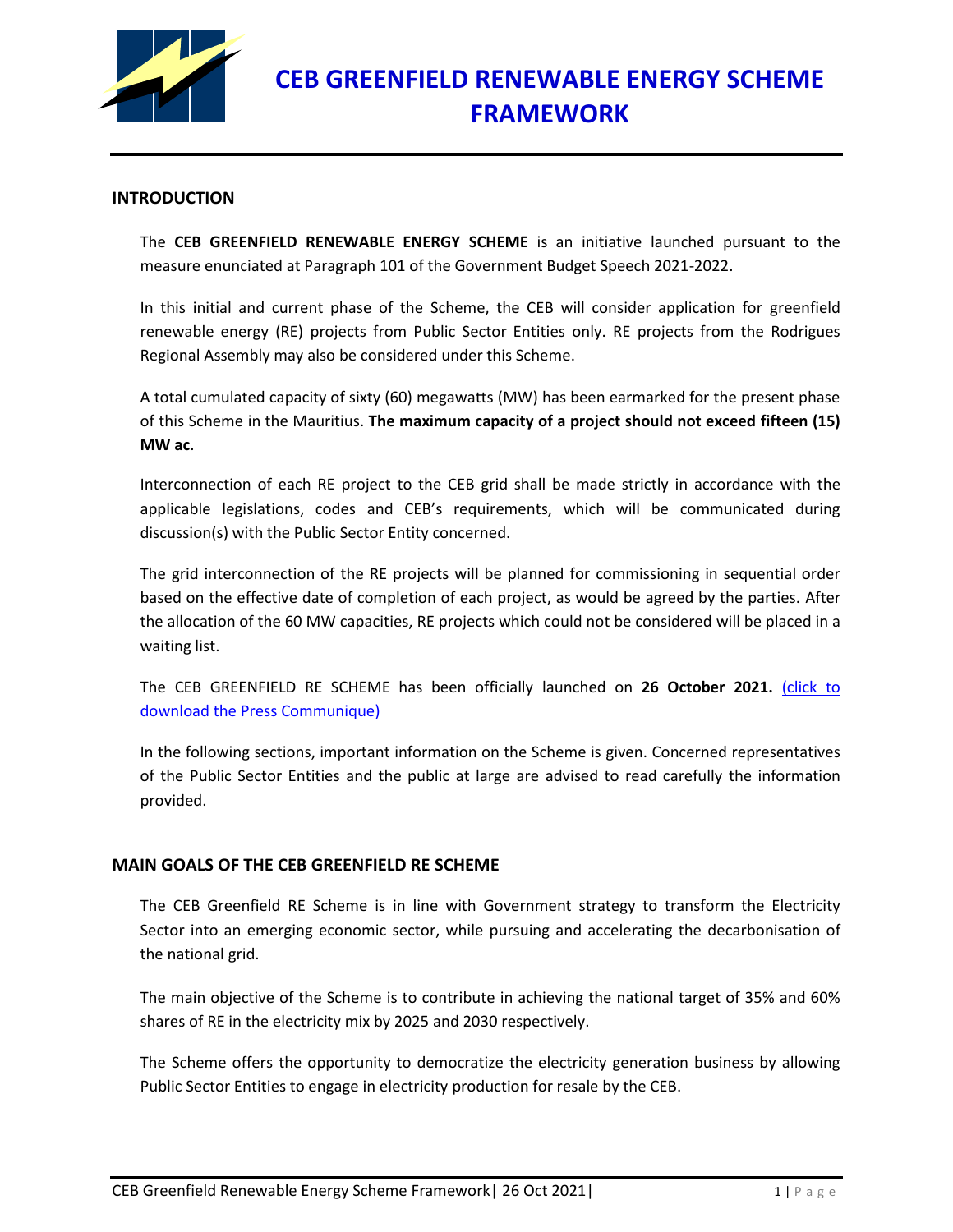# CEB GREENFIELD RENEWABLE ENERGY SCHEME FRAMEWORK

## INTRODUCTION

The **CEB GREENFIELD RENEWABLE ENERGY SCHEME** is an initiative launched pursuant to the measure enunciated at Paragraph 101 of the Government Budget Speech 2021-2022.

In this initial and current phase of the Scheme, the CEB will consider application for greenfield renewable energy (RE) projects from Public Sector Entities only. RE projects from the Rodrigues Regional Assembly may also be considered under this Scheme.

A total cumulated capacity of sixty (60) megawatts (MW) has been earmarked for the present phase of this Scheme in the Mauritius. **The maximum capacity of a project should not exceed fifteen (15) MW ac**.

Interconnection of each RE project to the CEB grid shall be made strictly in accordance with the applicable legislations, codes and CEB's requirements, which will be communicated during discussion(s) with the Public Sector Entity concerned.

The grid interconnection of the RE projects will be planned for commissioning in sequential order based on the effective date of completion of each project, as would be agreed by the parties. After the allocation of the 60 MW capacities, RE projects which could not be considered will be placed in a waiting list.

The CEB GREENFIELD RE SCHEME has been officially launched on **26 October 2021.** (click to download the Press Communique)

In the following sections, important information on the Scheme is given. Concerned representatives of the Public Sector Entities and the public at large are advised to read carefully the information provided.

## MAIN GOALS OF THE CEB GREENFIELD RE SCHEME

The CEB Greenfield RE Scheme is in line with Government strategy to transform the Electricity Sector into an emerging economic sector, while pursuing and accelerating the decarbonisation of the national grid.

The main objective of the Scheme is to contribute in achieving the national target of 35% and 60% shares of RE in the electricity mix by 2025 and 2030 respectively.

The Scheme offers the opportunity to democratize the electricity generation business by allowing Public Sector Entities to engage in electricity production for resale by the CEB.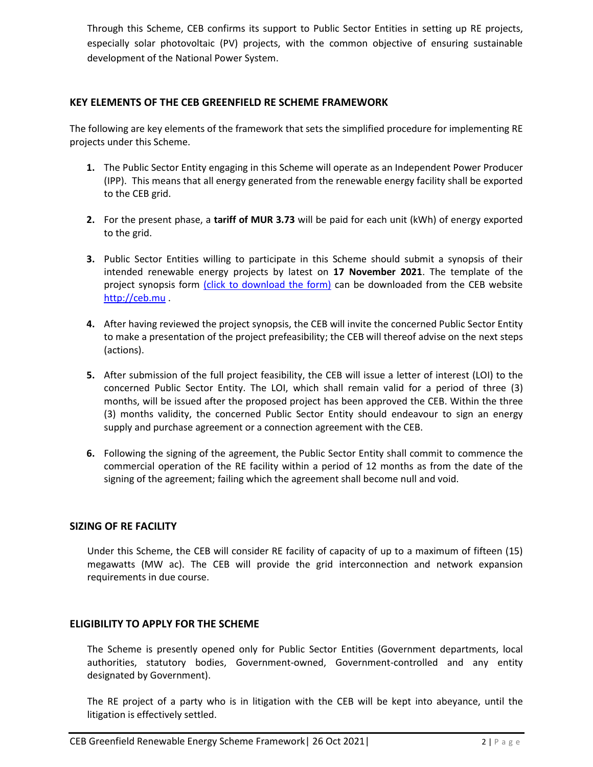Through this Scheme, CEB confirms its support to Public Sector Entities in setting up RE projects, especially solar photovoltaic (PV) projects, with the common objective of ensuring sustainable development of the National Power System.

## KEY ELEMENTS OF THE CEB GREENFIELD RE SCHEME FRAMEWORK

The following are key elements of the framework that sets the simplified procedure for implementing RE projects under this Scheme.

1. The Public Sector Entity engaging in this Scheme will operate as an Independent Power Producer (IPP). This means that all energy generated from the renewable energy facility shall be exported to the CEB grid.

2. For the present phase, a **tariff of MUR 3.73** will be paid for each unit (kWh) of energy exported to the grid.

3. Public Sector Entities willing to participate in this Scheme should submit a synopsis of their intended renewable energy projects by latest on **17 November 2021**. The template of the project synopsis form (click to download the form) can be downloaded from the CEB website http://ceb.mu .

4. After having reviewed the project synopsis, the CEB will invite the concerned Public Sector Entity to make a presentation of the project prefeasibility; the CEB will thereof advise on the next steps (actions).

5. After submission of the full project feasibility, the CEB will issue a letter of interest (LOI) to the concerned Public Sector Entity. The LOI, which shall remain valid for a period of three (3) months, will be issued after the proposed project has been approved the CEB. Within the three (3) months validity, the concerned Public Sector Entity should endeavour to sign an energy supply and purchase agreement or a connection agreement with the CEB.

6. Following the signing of the agreement, the Public Sector Entity shall commit to commence the commercial operation of the RE facility within a period of 12 months as from the date of the signing of the agreement; failing which the agreement shall become null and void.

## SIZING OF RE FACILITY

Under this Scheme, the CEB will consider RE facility of capacity of up to a maximum of fifteen (15) megawatts (MW ac). The CEB will provide the grid interconnection and network expansion requirements in due course.

## ELIGIBILITY TO APPLY FOR THE SCHEME

The Scheme is presently opened only for Public Sector Entities (Government departments, local authorities, statutory bodies, Government-owned, Government-controlled and any entity designated by Government).

The RE project of a party who is in litigation with the CEB will be kept into abeyance, until the litigation is effectively settled.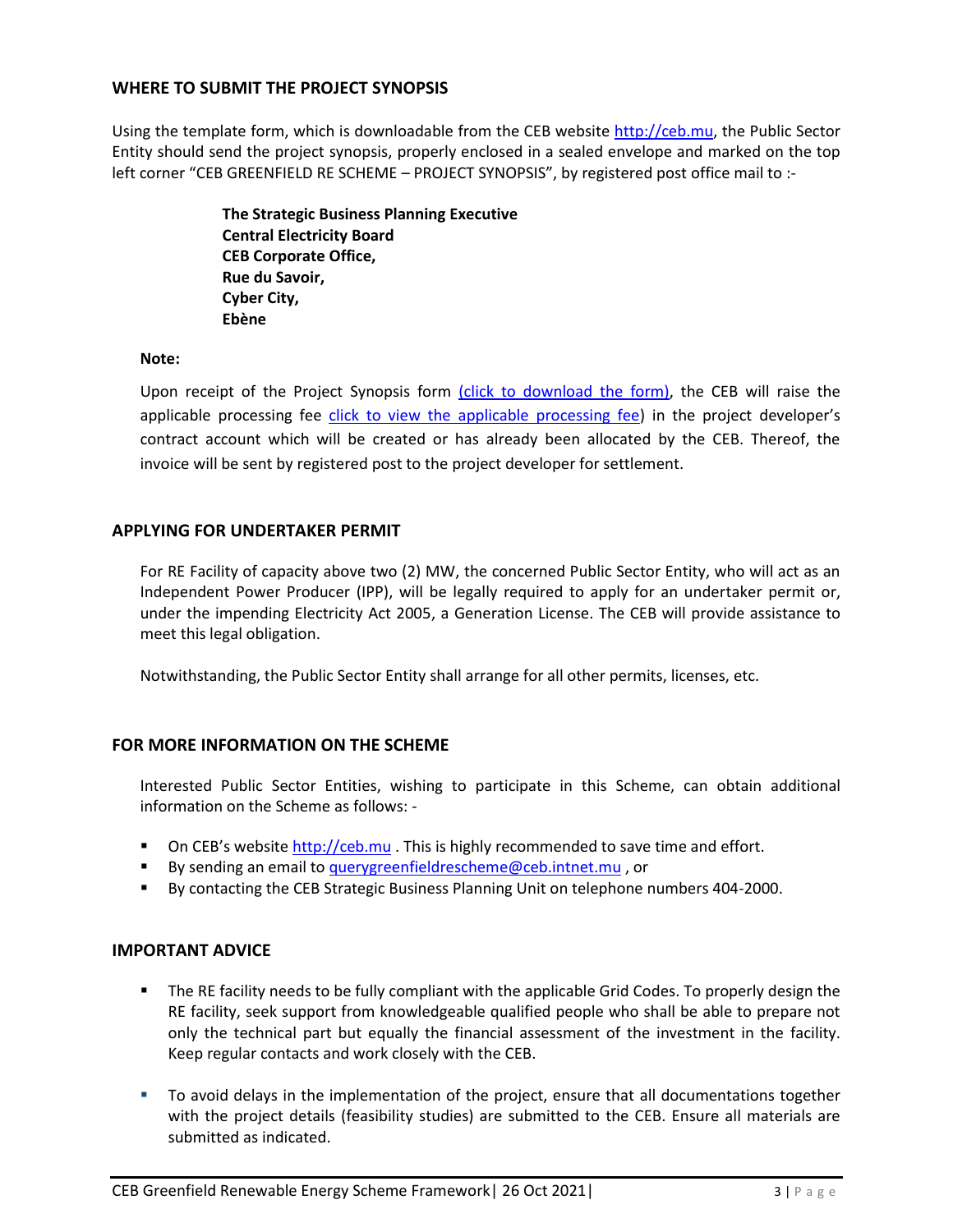## WHERE TO SUBMIT THE PROJECT SYNOPSIS

Using the template form, which is downloadable from the CEB website http://ceb.mu, the Public Sector Entity should send the project synopsis, properly enclosed in a sealed envelope and marked on the top left corner "CEB GREENFIELD RE SCHEME – PROJECT SYNOPSIS", by registered post office mail to :-

> **The Strategic Business Planning Executive**
> **Central Electricity Board**
> **CEB Corporate Office,**
> **Rue du Savoir,**
> **Cyber City,**
> **Ebène**

**Note:**

Upon receipt of the Project Synopsis form (click to download the form), the CEB will raise the applicable processing fee click to view the applicable processing fee) in the project developer's contract account which will be created or has already been allocated by the CEB. Thereof, the invoice will be sent by registered post to the project developer for settlement.

## APPLYING FOR UNDERTAKER PERMIT

For RE Facility of capacity above two (2) MW, the concerned Public Sector Entity, who will act as an Independent Power Producer (IPP), will be legally required to apply for an undertaker permit or, under the impending Electricity Act 2005, a Generation License. The CEB will provide assistance to meet this legal obligation.

Notwithstanding, the Public Sector Entity shall arrange for all other permits, licenses, etc.

## FOR MORE INFORMATION ON THE SCHEME

Interested Public Sector Entities, wishing to participate in this Scheme, can obtain additional information on the Scheme as follows: -

- On CEB's website http://ceb.mu . This is highly recommended to save time and effort.
- By sending an email to querygreenfieldrescheme@ceb.intnet.mu , or
- By contacting the CEB Strategic Business Planning Unit on telephone numbers 404-2000.

## IMPORTANT ADVICE

- The RE facility needs to be fully compliant with the applicable Grid Codes. To properly design the RE facility, seek support from knowledgeable qualified people who shall be able to prepare not only the technical part but equally the financial assessment of the investment in the facility. Keep regular contacts and work closely with the CEB.
- To avoid delays in the implementation of the project, ensure that all documentations together with the project details (feasibility studies) are submitted to the CEB. Ensure all materials are submitted as indicated.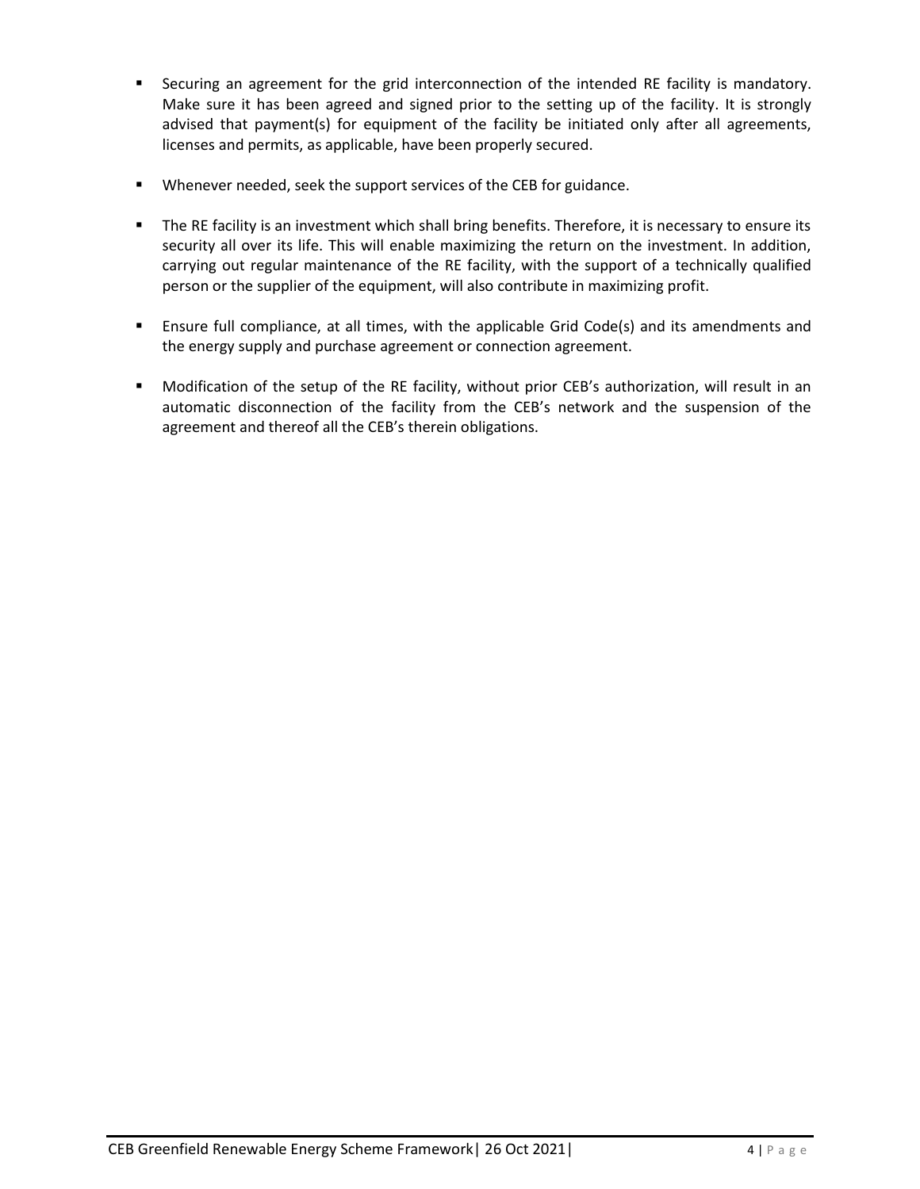- Securing an agreement for the grid interconnection of the intended RE facility is mandatory. Make sure it has been agreed and signed prior to the setting up of the facility. It is strongly advised that payment(s) for equipment of the facility be initiated only after all agreements, licenses and permits, as applicable, have been properly secured.

- Whenever needed, seek the support services of the CEB for guidance.

- The RE facility is an investment which shall bring benefits. Therefore, it is necessary to ensure its security all over its life. This will enable maximizing the return on the investment. In addition, carrying out regular maintenance of the RE facility, with the support of a technically qualified person or the supplier of the equipment, will also contribute in maximizing profit.

- Ensure full compliance, at all times, with the applicable Grid Code(s) and its amendments and the energy supply and purchase agreement or connection agreement.

- Modification of the setup of the RE facility, without prior CEB's authorization, will result in an automatic disconnection of the facility from the CEB's network and the suspension of the agreement and thereof all the CEB's therein obligations.